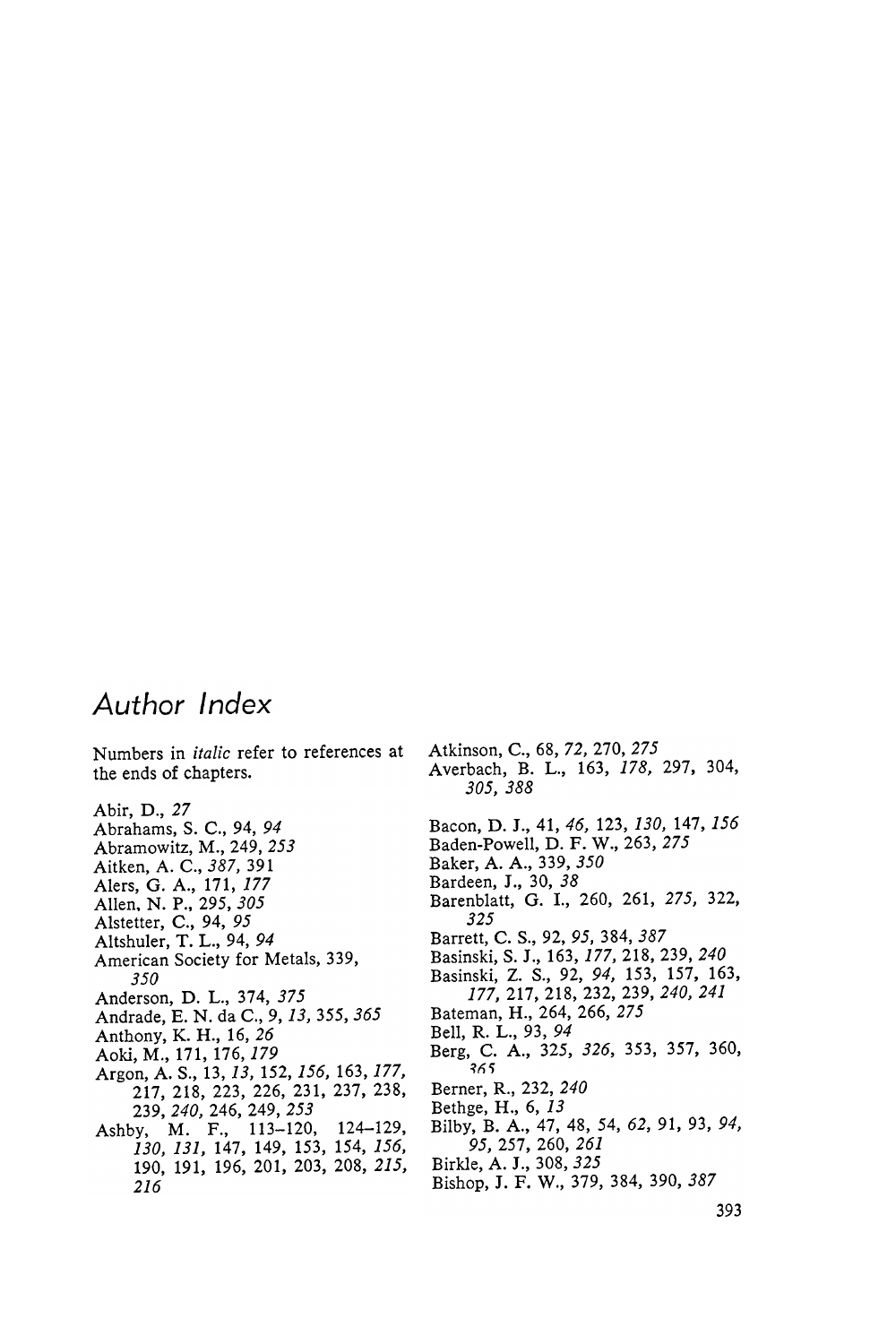# Author Index

Numbers in *italic* refer to references at the ends of chapters.

Abir, D., *27*
Abrahams, S. C., 94, *94*
Abramowitz, M., 249, *253*
Aitken, A. C., *387*, 391
Alers, G. A., 171, *177*
Allen, N. P., 295, *305*
Alstetter, C., 94, *95*
Altshuler, T. L., 94, *94*
American Society for Metals, 339, *350*
Anderson, D. L., 374, *375*
Andrade, E. N. da C., 9, *13*, 355, *365*
Anthony, K. H., 16, *26*
Aoki, M., 171, 176, *179*
Argon, A. S., 13, *13*, 152, *156*, 163, *177*, 217, 218, 223, 226, 231, 237, 238, 239, *240*, 246, 249, *253*
Ashby, M. F., 113–120, 124–129, *130*, *131*, 147, 149, 153, 154, *156*, 190, 191, 196, 201, 203, 208, *215*, *216*
Atkinson, C., 68, *72*, 270, *275*
Averbach, B. L., 163, *178*, 297, 304, *305*, *388*

Bacon, D. J., 41, *46*, 123, *130*, 147, *156*
Baden-Powell, D. F. W., 263, *275*
Baker, A. A., 339, *350*
Bardeen, J., 30, *38*
Barenblatt, G. I., 260, 261, *275*, 322, *325*
Barrett, C. S., 92, *95*, 384, *387*
Basinski, S. J., 163, *177*, 218, 239, *240*
Basinski, Z. S., 92, *94*, 153, 157, 163, *177*, 217, 218, 232, 239, *240*, *241*
Bateman, H., 264, 266, *275*
Bell, R. L., 93, *94*
Berg, C. A., 325, *326*, 353, 357, 360, *365*
Berner, R., 232, *240*
Bethge, H., 6, *13*
Bilby, B. A., 47, 48, 54, *62*, 91, 93, *94*, *95*, 257, 260, *261*
Birkle, A. J., 308, *325*
Bishop, J. F. W., 379, 384, 390, *387*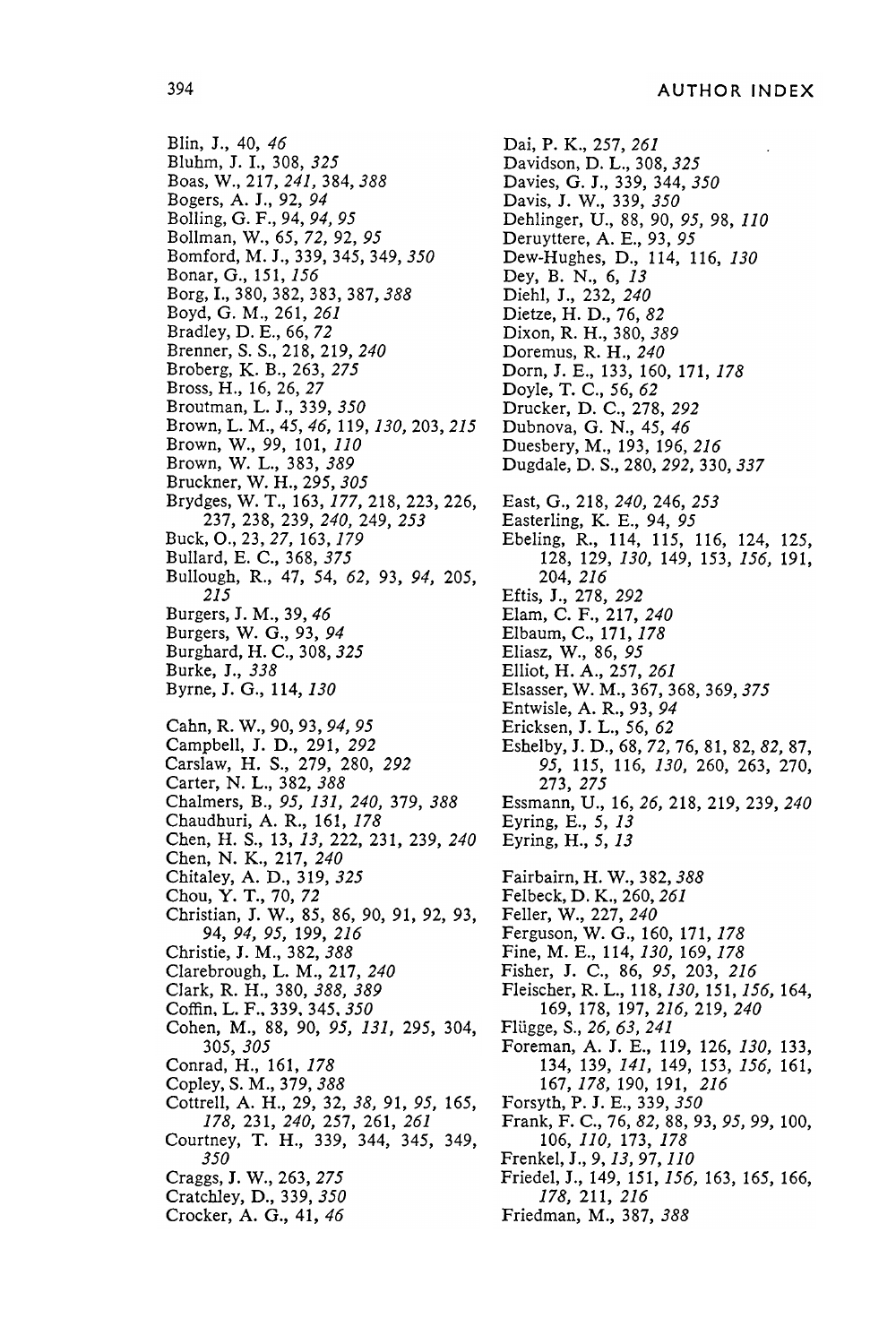Blin, J., 40, *46*
Bluhm, J. I., 308, *325*
Boas, W., 217, *241*, 384, *388*
Bogers, A. J., 92, *94*
Bolling, G. F., 94, *94*, *95*
Bollman, W., 65, *72*, 92, *95*
Bomford, M. J., 339, 345, 349, *350*
Bonar, G., 151, *156*
Borg, I., 380, 382, 383, 387, *388*
Boyd, G. M., 261, *261*
Bradley, D. E., 66, *72*
Brenner, S. S., 218, 219, *240*
Broberg, K. B., 263, *275*
Bross, H., 16, 26, *27*
Broutman, L. J., 339, *350*
Brown, L. M., 45, *46*, 119, *130*, 203, *215*
Brown, W., 99, 101, *110*
Brown, W. L., 383, *389*
Bruckner, W. H., 295, *305*
Brydges, W. T., 163, *177*, 218, 223, 226, 237, 238, 239, *240*, 249, *253*
Buck, O., 23, *27*, 163, *179*
Bullard, E. C., 368, *375*
Bullough, R., 47, 54, *62*, 93, *94*, 205, *215*
Burgers, J. M., 39, *46*
Burgers, W. G., 93, *94*
Burghard, H. C., 308, *325*
Burke, J., *338*
Byrne, J. G., 114, *130*

Cahn, R. W., 90, 93, *94*, *95*
Campbell, J. D., 291, *292*
Carslaw, H. S., 279, 280, *292*
Carter, N. L., 382, *388*
Chalmers, B., *95*, *131*, *240*, 379, *388*
Chaudhuri, A. R., 161, *178*
Chen, H. S., 13, *13*, 222, 231, 239, *240*
Chen, N. K., 217, *240*
Chitaley, A. D., 319, *325*
Chou, Y. T., 70, *72*
Christian, J. W., 85, 86, 90, 91, 92, 93, 94, *94*, *95*, 199, *216*
Christie, J. M., 382, *388*
Clarebrough, L. M., 217, *240*
Clark, R. H., 380, *388*, *389*
Coffin, L. F., 339, 345, *350*
Cohen, M., 88, 90, *95*, *131*, 295, 304, 305, *305*
Conrad, H., 161, *178*
Copley, S. M., 379, *388*
Cottrell, A. H., 29, 32, *38*, 91, *95*, 165, *178*, 231, *240*, 257, 261, *261*
Courtney, T. H., 339, 344, 345, 349, *350*
Craggs, J. W., 263, *275*
Cratchley, D., 339, *350*
Crocker, A. G., 41, *46*

Dai, P. K., 257, *261*
Davidson, D. L., 308, *325*
Davies, G. J., 339, 344, *350*
Davis, J. W., 339, *350*
Dehlinger, U., 88, 90, *95*, 98, *110*
Deruyttere, A. E., 93, *95*
Dew-Hughes, D., 114, 116, *130*
Dey, B. N., 6, *13*
Diehl, J., 232, *240*
Dietze, H. D., 76, *82*
Dixon, R. H., 380, *389*
Doremus, R. H., *240*
Dorn, J. E., 133, 160, 171, *178*
Doyle, T. C., 56, *62*
Drucker, D. C., 278, *292*
Dubnova, G. N., 45, *46*
Duesbery, M., 193, 196, *216*
Dugdale, D. S., 280, *292*, 330, *337*

East, G., 218, *240*, 246, *253*
Easterling, K. E., 94, *95*
Ebeling, R., 114, 115, 116, 124, 125, 128, 129, *130*, 149, 153, *156*, 191, 204, *216*
Eftis, J., 278, *292*
Elam, C. F., 217, *240*
Elbaum, C., 171, *178*
Eliasz, W., 86, *95*
Elliot, H. A., 257, *261*
Elsasser, W. M., 367, 368, 369, *375*
Entwisle, A. R., 93, *94*
Ericksen, J. L., 56, *62*
Eshelby, J. D., 68, *72*, 76, 81, 82, *82*, 87, *95*, 115, 116, *130*, 260, 263, 270, 273, *275*
Essmann, U., 16, *26*, 218, 219, 239, *240*
Eyring, E., 5, *13*
Eyring, H., 5, *13*

Fairbairn, H. W., 382, *388*
Felbeck, D. K., 260, *261*
Feller, W., 227, *240*
Ferguson, W. G., 160, 171, *178*
Fine, M. E., 114, *130*, 169, *178*
Fisher, J. C., 86, *95*, 203, *216*
Fleischer, R. L., 118, *130*, 151, *156*, 164, 169, 178, 197, *216*, 219, *240*
Flügge, S., *26*, *63*, *241*
Foreman, A. J. E., 119, 126, *130*, 133, 134, 139, *141*, 149, 153, *156*, 161, 167, *178*, 190, 191, *216*
Forsyth, P. J. E., 339, *350*
Frank, F. C., 76, *82*, 88, 93, *95*, 99, 100, 106, *110*, 173, *178*
Frenkel, J., 9, *13*, 97, *110*
Friedel, J., 149, 151, *156*, 163, 165, 166, *178*, 211, *216*
Friedman, M., 387, *388*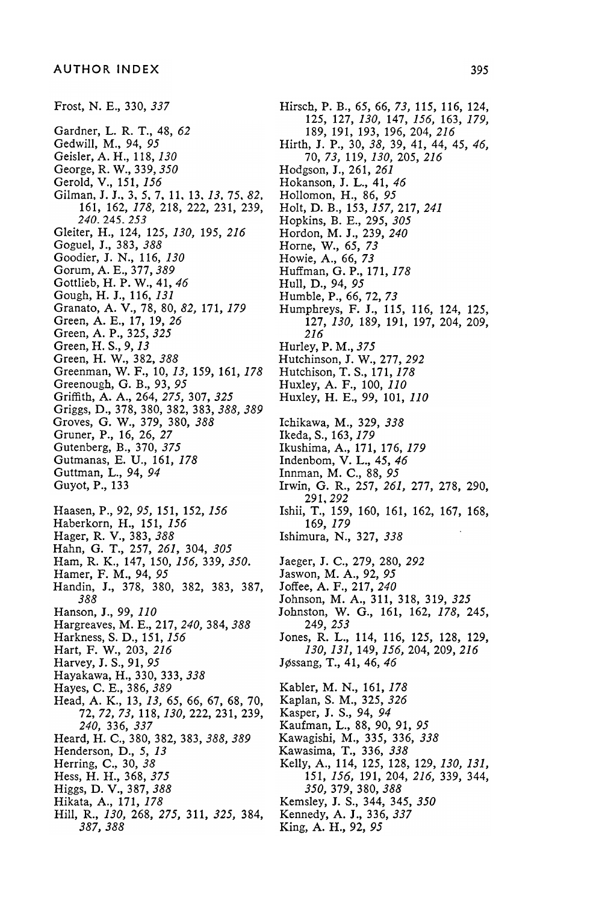Frost, N. E., 330, *337*

Gardner, L. R. T., 48, *62*
Gedwill, M., 94, *95*
Geisler, A. H., 118, *130*
George, R. W., 339, *350*
Gerold, V., 151, *156*
Gilman, J. J., 3, 5, 7, 11, 13, *13*, 75, *82*, 161, 162, *178*, 218, 222, 231, 239, *240*, 245, *253*
Gleiter, H., 124, 125, *130*, 195, *216*
Goguel, J., 383, *388*
Goodier, J. N., 116, *130*
Gorum, A. E., 377, *389*
Gottlieb, H. P. W., 41, *46*
Gough, H. J., 116, *131*
Granato, A. V., 78, 80, *82*, 171, *179*
Green, A. E., 17, 19, *26*
Green, A. P., 325, *325*
Green, H. S., 9, *13*
Green, H. W., 382, *388*
Greenman, W. F., 10, *13*, 159, 161, *178*
Greenough, G. B., 93, *95*
Griffith, A. A., 264, *275*, 307, *325*
Griggs, D., 378, 380, 382, 383, *388*, *389*
Groves, G. W., 379, 380, *388*
Gruner, P., 16, 26, *27*
Gutenberg, B., 370, *375*
Gutmanas, E. U., 161, *178*
Guttman, L., 94, *94*
Guyot, P., 133

Haasen, P., 92, *95*, 151, 152, *156*
Haberkorn, H., 151, *156*
Hager, R. V., 383, *388*
Hahn, G. T., 257, *261*, 304, *305*
Ham, R. K., 147, 150, *156*, 339, *350*.
Hamer, F. M., 94, *95*
Handin, J., 378, 380, 382, 383, 387, *388*
Hanson, J., 99, *110*
Hargreaves, M. E., 217, *240*, 384, *388*
Harkness, S. D., 151, *156*
Hart, F. W., 203, *216*
Harvey, J. S., 91, *95*
Hayakawa, H., 330, 333, *338*
Hayes, C. E., 386, *389*
Head, A. K., 13, *13*, 65, 66, 67, 68, 70, 72, *72*, *73*, 118, *130*, 222, 231, 239, *240*, 336, *337*
Heard, H. C., 380, 382, 383, *388*, *389*
Henderson, D., 5, *13*
Herring, C., 30, *38*
Hess, H. H., 368, *375*
Higgs, D. V., 387, *388*
Hikata, A., 171, *178*
Hill, R., *130*, 268, *275*, 311, *325*, 384, *387*, *388*

Hirsch, P. B., 65, 66, *73*, 115, 116, 124, 125, 127, *130*, 147, *156*, 163, *179*, 189, 191, 193, 196, 204, *216*
Hirth, J. P., 30, *38*, 39, 41, 44, 45, *46*, 70, *73*, 119, *130*, 205, *216*
Hodgson, J., 261, *261*
Hokanson, J. L., 41, *46*
Hollomon, H., 86, *95*
Holt, D. B., 153, *157*, 217, *241*
Hopkins, B. E., 295, *305*
Hordon, M. J., 239, *240*
Horne, W., 65, *73*
Howie, A., 66, *73*
Huffman, G. P., 171, *178*
Hull, D., 94, *95*
Humble, P., 66, 72, *73*
Humphreys, F. J., 115, 116, 124, 125, 127, *130*, 189, 191, 197, 204, 209, *216*
Hurley, P. M., *375*
Hutchinson, J. W., 277, *292*
Hutchison, T. S., 171, *178*
Huxley, A. F., 100, *110*
Huxley, H. E., 99, 101, *110*

Ichikawa, M., 329, *338*
Ikeda, S., 163, *179*
Ikushima, A., 171, 176, *179*
Indenbom, V. L., 45, *46*
Innman, M. C., 88, *95*
Irwin, G. R., 257, *261*, 277, 278, 290, 291, *292*
Ishii, T., 159, 160, 161, 162, 167, 168, 169, *179*
Ishimura, N., 327, *338*

Jaeger, J. C., 279, 280, *292*
Jaswon, M. A., 92, *95*
Joffee, A. F., 217, *240*
Johnson, M. A., 311, 318, 319, *325*
Johnston, W. G., 161, 162, *178*, 245, 249, *253*
Jones, R. L., 114, 116, 125, 128, 129, *130*, *131*, 149, *156*, 204, 209, *216*
Jøssang, T., 41, 46, *46*

Kabler, M. N., 161, *178*
Kaplan, S. M., 325, *326*
Kasper, J. S., 94, *94*
Kaufman, L., 88, 90, 91, *95*
Kawagishi, M., 335, 336, *338*
Kawasima, T., 336, *338*
Kelly, A., 114, 125, 128, 129, *130*, *131*, 151, *156*, 191, 204, *216*, 339, 344, *350*, 379, 380, *388*
Kemsley, J. S., 344, 345, *350*
Kennedy, A. J., 336, *337*
King, A. H., 92, *95*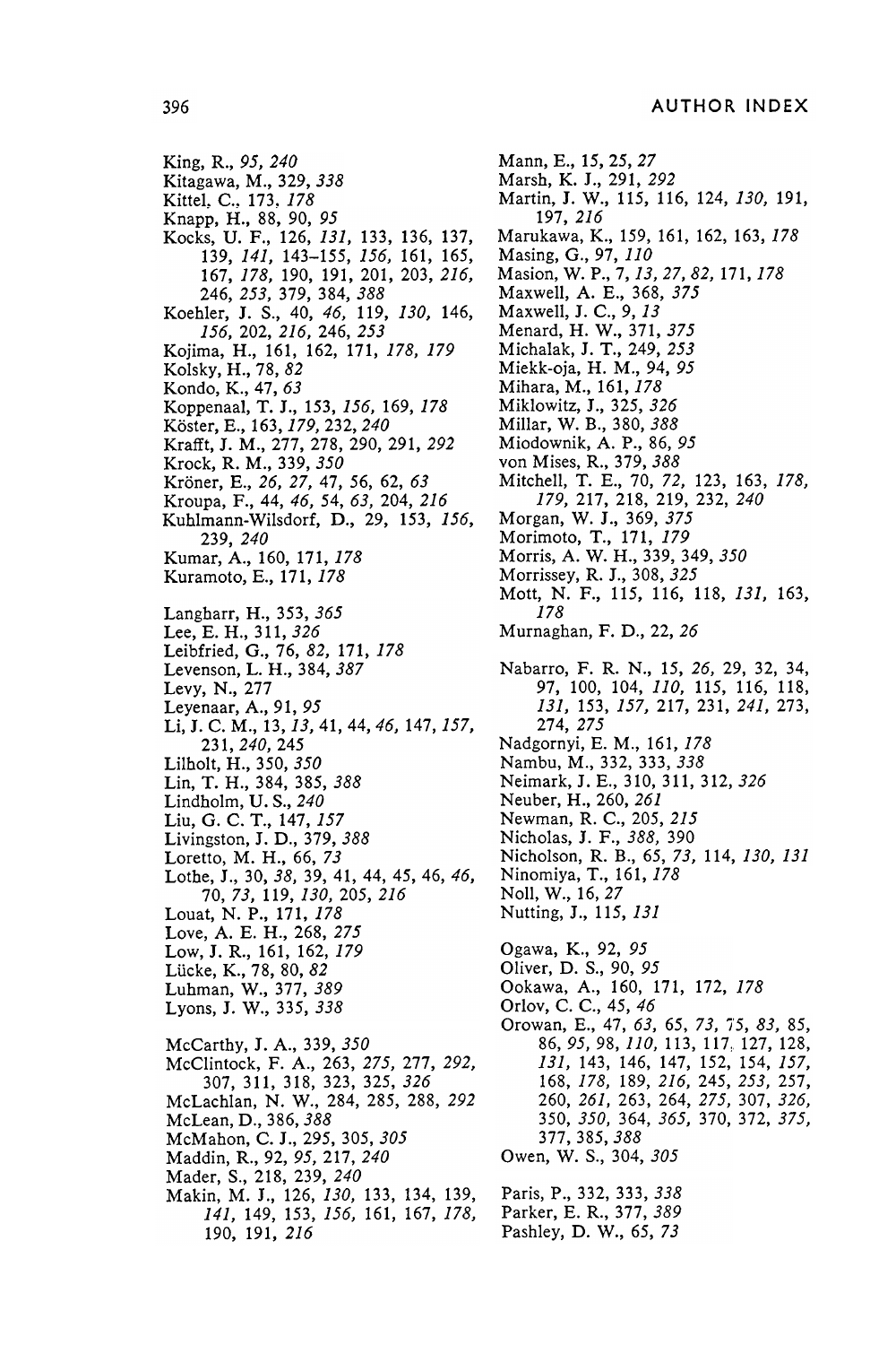King, R., *95*, *240*
Kitagawa, M., 329, *338*
Kittel, C., 173, *178*
Knapp, H., 88, 90, *95*
Kocks, U. F., 126, *131*, 133, 136, 137, 139, *141*, 143–155, *156*, 161, 165, 167, *178*, 190, 191, 201, 203, *216*, 246, *253*, 379, 384, *388*
Koehler, J. S., 40, *46*, 119, *130*, 146, *156*, 202, *216*, 246, *253*
Kojima, H., 161, 162, 171, *178*, *179*
Kolsky, H., 78, *82*
Kondo, K., 47, *63*
Koppenaal, T. J., 153, *156*, 169, *178*
Köster, E., 163, *179*, 232, *240*
Krafft, J. M., 277, 278, 290, 291, *292*
Krock, R. M., 339, *350*
Kröner, E., *26*, *27*, 47, 56, 62, *63*
Kroupa, F., 44, *46*, 54, *63*, 204, *216*
Kuhlmann-Wilsdorf, D., 29, 153, *156*, 239, *240*
Kumar, A., 160, 171, *178*
Kuramoto, E., 171, *178*

Langharr, H., 353, *365*
Lee, E. H., 311, *326*
Leibfried, G., 76, *82*, 171, *178*
Levenson, L. H., 384, *387*
Levy, N., 277
Leyenaar, A., 91, *95*
Li, J. C. M., 13, *13*, 41, 44, *46*, 147, *157*, 231, *240*, 245
Lilholt, H., 350, *350*
Lin, T. H., 384, 385, *388*
Lindholm, U. S., *240*
Liu, G. C. T., 147, *157*
Livingston, J. D., 379, *388*
Loretto, M. H., 66, *73*
Lothe, J., 30, *38*, 39, 41, 44, 45, 46, *46*, 70, *73*, 119, *130*, 205, *216*
Louat, N. P., 171, *178*
Love, A. E. H., 268, *275*
Low, J. R., 161, 162, *179*
Lücke, K., 78, 80, *82*
Luhman, W., 377, *389*
Lyons, J. W., 335, *338*

McCarthy, J. A., 339, *350*
McClintock, F. A., 263, *275*, 277, *292*, 307, 311, 318, 323, 325, *326*
McLachlan, N. W., 284, 285, 288, *292*
McLean, D., 386, *388*
McMahon, C. J., 295, 305, *305*
Maddin, R., 92, *95*, 217, *240*
Mader, S., 218, 239, *240*
Makin, M. J., 126, *130*, 133, 134, 139, *141*, 149, 153, *156*, 161, 167, *178*, 190, 191, *216*
Mann, E., 15, 25, *27*
Marsh, K. J., 291, *292*
Martin, J. W., 115, 116, 124, *130*, 191, 197, *216*
Marukawa, K., 159, 161, 162, 163, *178*
Masing, G., 97, *110*
Masion, W. P., 7, *13*, *27*, *82*, 171, *178*
Maxwell, A. E., 368, *375*
Maxwell, J. C., 9, *13*
Menard, H. W., 371, *375*
Michalak, J. T., 249, *253*
Miekk-oja, H. M., 94, *95*
Mihara, M., 161, *178*
Miklowitz, J., 325, *326*
Millar, W. B., 380, *388*
Miodownik, A. P., 86, *95*
von Mises, R., 379, *388*
Mitchell, T. E., 70, *72*, 123, 163, *178*, *179*, 217, 218, 219, 232, *240*
Morgan, W. J., 369, *375*
Morimoto, T., 171, *179*
Morris, A. W. H., 339, 349, *350*
Morrissey, R. J., 308, *325*
Mott, N. F., 115, 116, 118, *131*, 163, *178*
Murnaghan, F. D., 22, *26*

Nabarro, F. R. N., 15, *26*, 29, 32, 34, 97, 100, 104, *110*, 115, 116, 118, *131*, 153, *157*, 217, 231, *241*, 273, 274, *275*
Nadgornyi, E. M., 161, *178*
Nambu, M., 332, 333, *338*
Neimark, J. E., 310, 311, 312, *326*
Neuber, H., 260, *261*
Newman, R. C., 205, *215*
Nicholas, J. F., *388*, 390
Nicholson, R. B., 65, *73*, 114, *130*, *131*
Ninomiya, T., 161, *178*
Noll, W., 16, *27*
Nutting, J., 115, *131*

Ogawa, K., 92, *95*
Oliver, D. S., 90, *95*
Ookawa, A., 160, 171, 172, *178*
Orlov, C. C., 45, *46*
Orowan, E., 47, *63*, 65, *73*, *75*, *83*, 85, 86, *95*, 98, *110*, 113, 117, 127, 128, *131*, 143, 146, 147, 152, 154, *157*, 168, *178*, 189, *216*, 245, *253*, 257, 260, *261*, 263, 264, *275*, 307, *326*, 350, *350*, 364, *365*, 370, 372, *375*, 377, 385, *388*
Owen, W. S., 304, *305*

Paris, P., 332, 333, *338*
Parker, E. R., 377, *389*
Pashley, D. W., 65, *73*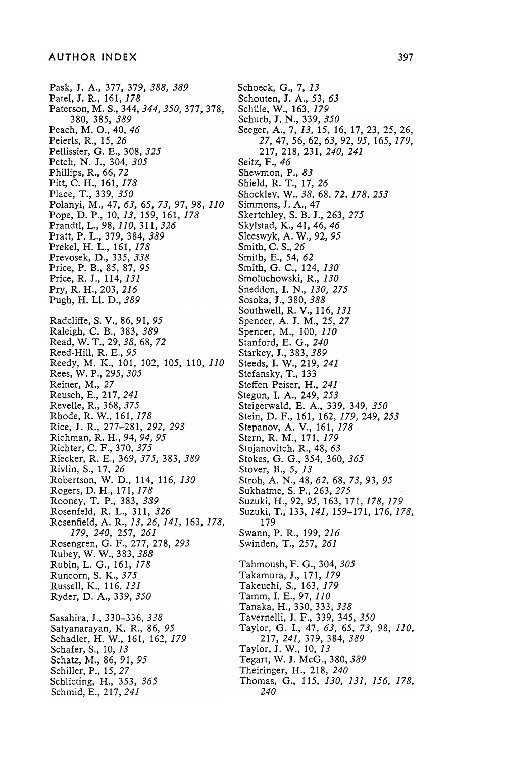Pask, J. A., 377, 379, *388*, *389*
Patel, J. R., 161, *178*
Paterson, M. S., 344, *344*, *350*, 377, 378, 380, 385, *389*
Peach, M. O., 40, *46*
Peierls, R., 15, *26*
Pellissier, G. E., 308, *325*
Petch, N. J., 304, *305*
Phillips, R., 66, *72*
Pitt, C. H., 161, *178*
Place, T., 339, *350*
Polanyi, M., 47, *63*, 65, *73*, 97, 98, *110*
Pope, D. P., 10, *13*, 159, 161, *178*
Prandtl, L., 98, *110*, 311, *326*
Pratt, P. L., 379, 384, *389*
Prekel, H. L., 161, *178*
Prevosek, D., 335, *338*
Price, P. B., 85, 87, *95*
Price, R. J., 114, *131*
Pry, R. H., 203, *216*
Pugh, H. Ll. D., *389*

Radcliffe, S. V., 86, 91, *95*
Raleigh, C. B., 383, *389*
Read, W. T., 29, *38*, 68, *72*
Reed-Hill, R. E., *95*
Reedy, M. K., 101, 102, 105, 110, *110*
Rees, W. P., 295, *305*
Reiner, M., *27*
Reusch, E., 217, *241*
Revelle, R., 368, *375*
Rhode, R. W., 161, *178*
Rice, J. R., 277–281, *292*, *293*
Richman, R. H., 94, *94*, *95*
Richter, C. F., 370, *375*
Riecker, R. E., 369, *375*, 383, *389*
Rivlin, S., 17, *26*
Robertson, W. D., 114, 116, *130*
Rogers, D. H., 171, *178*
Rooney, T. P., 383, *389*
Rosenfeld, R. L., 311, *326*
Rosenfield, A. R., *13*, *26*, *141*, 163, *178*, *179*, *240*, 257, *261*
Rosengren, G. F., 277, 278, *293*
Rubey, W. W., 383, *388*
Rubin, L. G., 161, *178*
Runcorn, S. K., *375*
Russell, K., 116, *131*
Ryder, D. A., 339, *350*

Sasahira, J., 330–336, *338*
Satyanarayan, K. R., 86, *95*
Schadler, H. W., 161, 162, *179*
Schafer, S., 10, *13*
Schatz, M., 86, 91, *95*
Schiller, P., 15, *27*
Schlicting, H., 353, *365*
Schmid, E., 217, *241*
Schoeck, G., 7, *13*
Schouten, J. A., 53, *63*
Schüle, W., 163, *179*
Schurb, J. N., 339, *350*
Seeger, A., 7, *13*, 15, 16, 17, 23, 25, 26, *27*, 47, 56, 62, *63*, 92, *95*, 165, *179*, 217, 218, 231, *240*, *241*
Seitz, F., *46*
Shewmon, P., *83*
Shield, R. T., 17, *26*
Shockley, W., *38*, 68, *72*, *178*, *253*
Simmons, J. A., 47
Skertchley, S. B. J., 263, *275*
Skylstad, K., 41, 46, *46*
Sleeswyk, A. W., 92, *95*
Smith, C. S., *26*
Smith, E., 54, *62*
Smith, G. C., 124, *130*
Smoluchowski, R., *130*
Sneddon, I. N., *130*, *275*
Sosoka, J., 380, *388*
Southwell, R. V., 116, *131*
Spencer, A. J. M., 25, *27*
Spencer, M., 100, *110*
Stanford, E. G., *240*
Starkey, J., 383, *389*
Steeds, I. W., 219, *241*
Stefansky, T., 133
Steffen Peiser, H., *241*
Stegun, I. A., 249, *253*
Steigerwald, E. A., 339, 349, *350*
Stein, D. F., 161, 162, *179*, 249, *253*
Stepanov, A. V., 161, *178*
Stern, R. M., 171, *179*
Stojanovitch, R., 48, *63*
Stokes, G. G., 354, 360, *365*
Stover, B., 5, *13*
Stroh, A. N., 48, *62*, 68, *73*, 93, *95*
Sukhatme, S. P., 263, *275*
Suzuki, H., 92, *95*, 163, 171, *178*, *179*
Suzuki, T., 133, *141*, 159–171, 176, *178*, 179
Swann, P. R., 199, *216*
Swinden, T., 257, *261*

Tahmoush, F. G., 304, *305*
Takamura, J., 171, *179*
Takeuchi, S., 163, *179*
Tamm, I. E., 97, *110*
Tanaka, H., 330, 333, *338*
Tavernelli, J. F., 339, 345, *350*
Taylor, G. I., 47, *63*, 65, *73*, 98, *110*, 217, *241*, 379, 384, *389*
Taylor, J. W., 10, *13*
Tegart, W. J. McG., 380, *389*
Theiringer, H., 218, *240*
Thomas, G., 115, *130*, *131*, *156*, *178*, *240*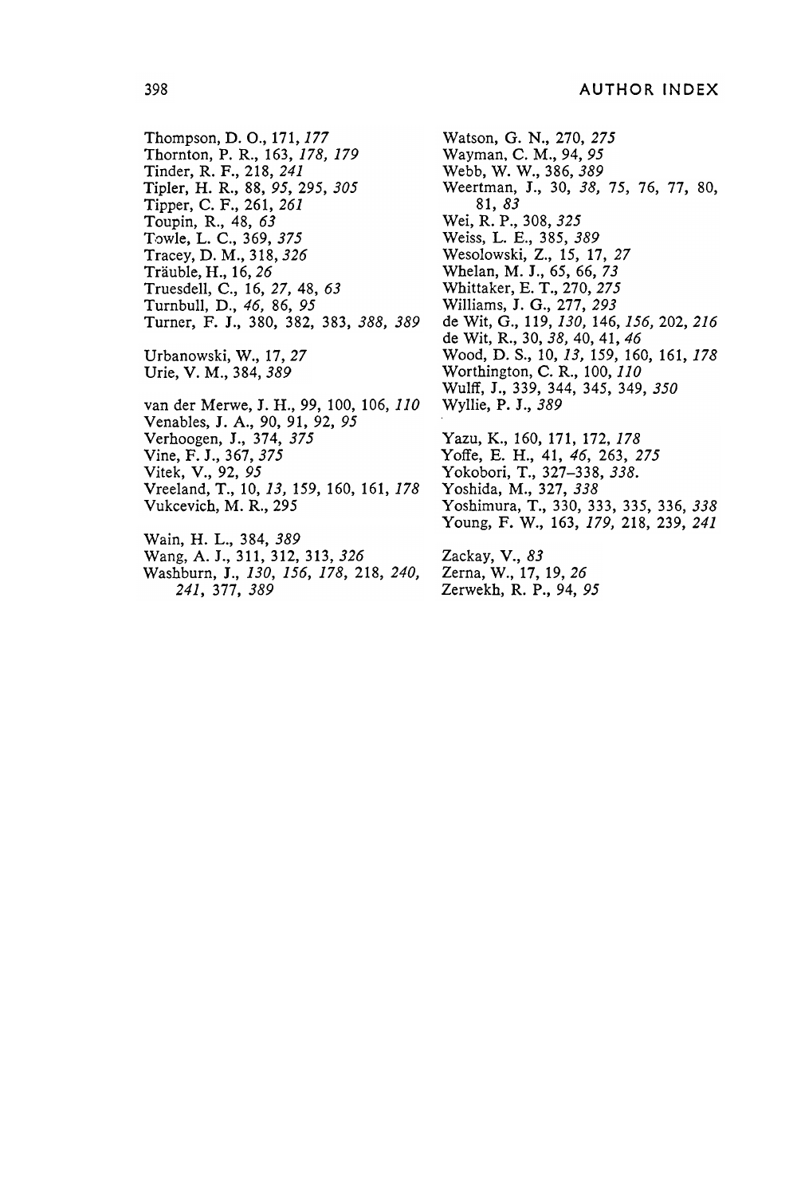Thompson, D. O., 171, *177*
Thornton, P. R., 163, *178, 179*
Tinder, R. F., 218, *241*
Tipler, H. R., 88, *95*, 295, *305*
Tipper, C. F., 261, *261*
Toupin, R., 48, *63*
Towle, L. C., 369, *375*
Tracey, D. M., 318, *326*
Träuble, H., 16, *26*
Truesdell, C., 16, *27*, 48, *63*
Turnbull, D., *46*, 86, *95*
Turner, F. J., 380, 382, 383, *388, 389*

Urbanowski, W., 17, *27*
Urie, V. M., 384, *389*

van der Merwe, J. H., 99, 100, 106, *110*
Venables, J. A., 90, 91, 92, *95*
Verhoogen, J., 374, *375*
Vine, F. J., 367, *375*
Vitek, V., 92, *95*
Vreeland, T., 10, *13*, 159, 160, 161, *178*
Vukcevich, M. R., 295

Wain, H. L., 384, *389*
Wang, A. J., 311, 312, 313, *326*
Washburn, J., *130, 156, 178*, 218, *240, 241*, 377, *389*
Watson, G. N., 270, *275*
Wayman, C. M., 94, *95*
Webb, W. W., 386, *389*
Weertman, J., 30, *38*, 75, 76, 77, 80, 81, *83*
Wei, R. P., 308, *325*
Weiss, L. E., 385, *389*
Wesolowski, Z., 15, 17, *27*
Whelan, M. J., 65, 66, *73*
Whittaker, E. T., 270, *275*
Williams, J. G., 277, *293*
de Wit, G., 119, *130*, 146, *156*, 202, *216*
de Wit, R., 30, *38*, 40, 41, *46*
Wood, D. S., 10, *13*, 159, 160, 161, *178*
Worthington, C. R., 100, *110*
Wulff, J., 339, 344, 345, 349, *350*
Wyllie, P. J., *389*

Yazu, K., 160, 171, 172, *178*
Yoffe, E. H., 41, *46*, 263, *275*
Yokobori, T., 327–338, *338*.
Yoshida, M., 327, *338*
Yoshimura, T., 330, 333, 335, 336, *338*
Young, F. W., 163, *179*, 218, 239, *241*

Zackay, V., *83*
Zerna, W., 17, 19, *26*
Zerwekh, R. P., 94, *95*